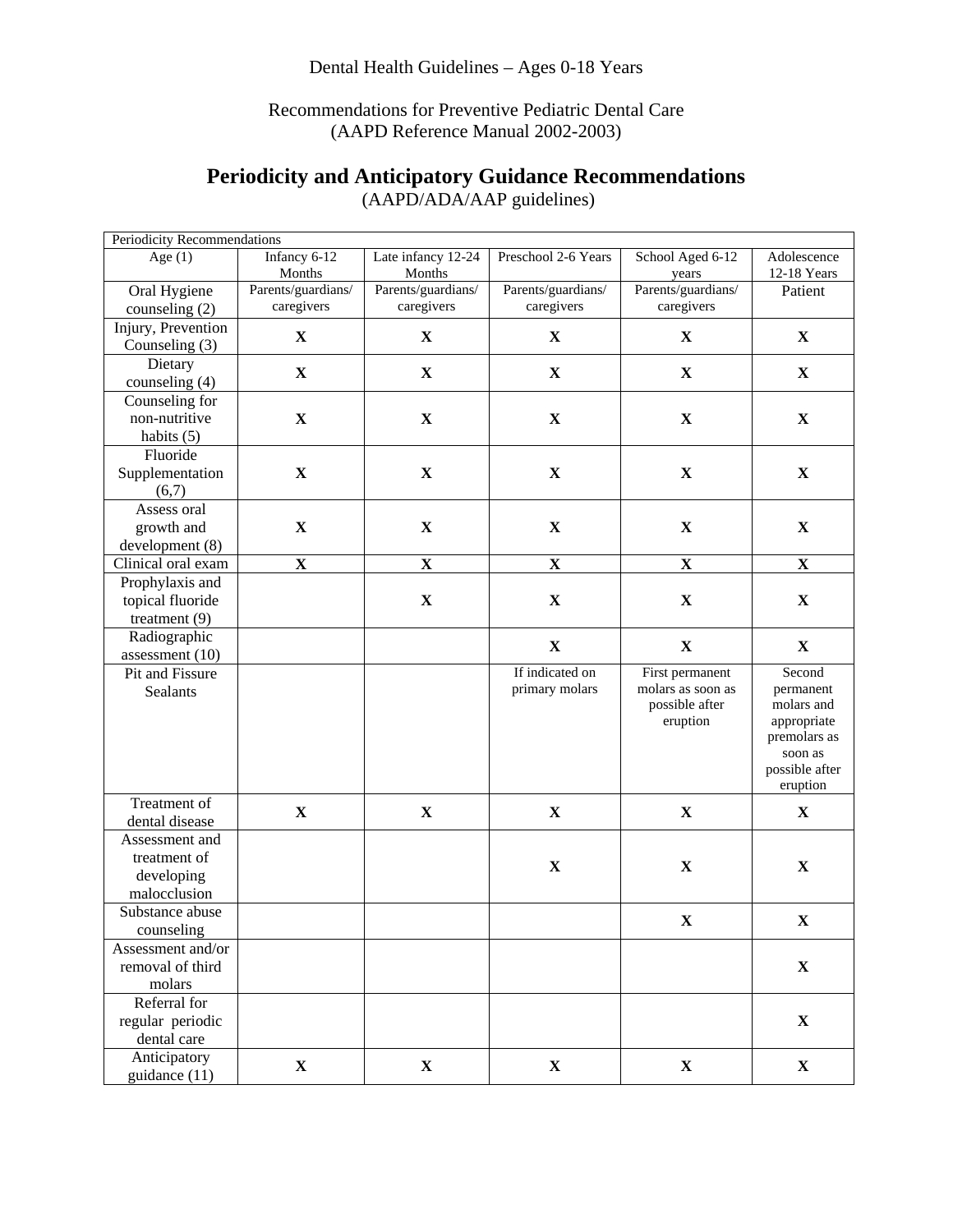Dental Health Guidelines – Ages 0-18 Years

Recommendations for Preventive Pediatric Dental Care
(AAPD Reference Manual 2002-2003)

## Periodicity and Anticipatory Guidance Recommendations

(AAPD/ADA/AAP guidelines)

| Periodicity Recommendations | | | | | |
|---|---|---|---|---|---|
| Age (1) | Infancy 6-12 Months | Late infancy 12-24 Months | Preschool 2-6 Years | School Aged 6-12 years | Adolescence 12-18 Years |
| Oral Hygiene counseling (2) | Parents/guardians/ caregivers | Parents/guardians/ caregivers | Parents/guardians/ caregivers | Parents/guardians/ caregivers | Patient |
| Injury, Prevention Counseling (3) | X | X | X | X | X |
| Dietary counseling (4) | X | X | X | X | X |
| Counseling for non-nutritive habits (5) | X | X | X | X | X |
| Fluoride Supplementation (6,7) | X | X | X | X | X |
| Assess oral growth and development (8) | X | X | X | X | X |
| Clinical oral exam | X | X | X | X | X |
| Prophylaxis and topical fluoride treatment (9) | | X | X | X | X |
| Radiographic assessment (10) | | | X | X | X |
| Pit and Fissure Sealants | | | If indicated on primary molars | First permanent molars as soon as possible after eruption | Second permanent molars and appropriate premolars as soon as possible after eruption |
| Treatment of dental disease | X | X | X | X | X |
| Assessment and treatment of developing malocclusion | | | X | X | X |
| Substance abuse counseling | | | | X | X |
| Assessment and/or removal of third molars | | | | | X |
| Referral for regular periodic dental care | | | | | X |
| Anticipatory guidance (11) | X | X | X | X | X |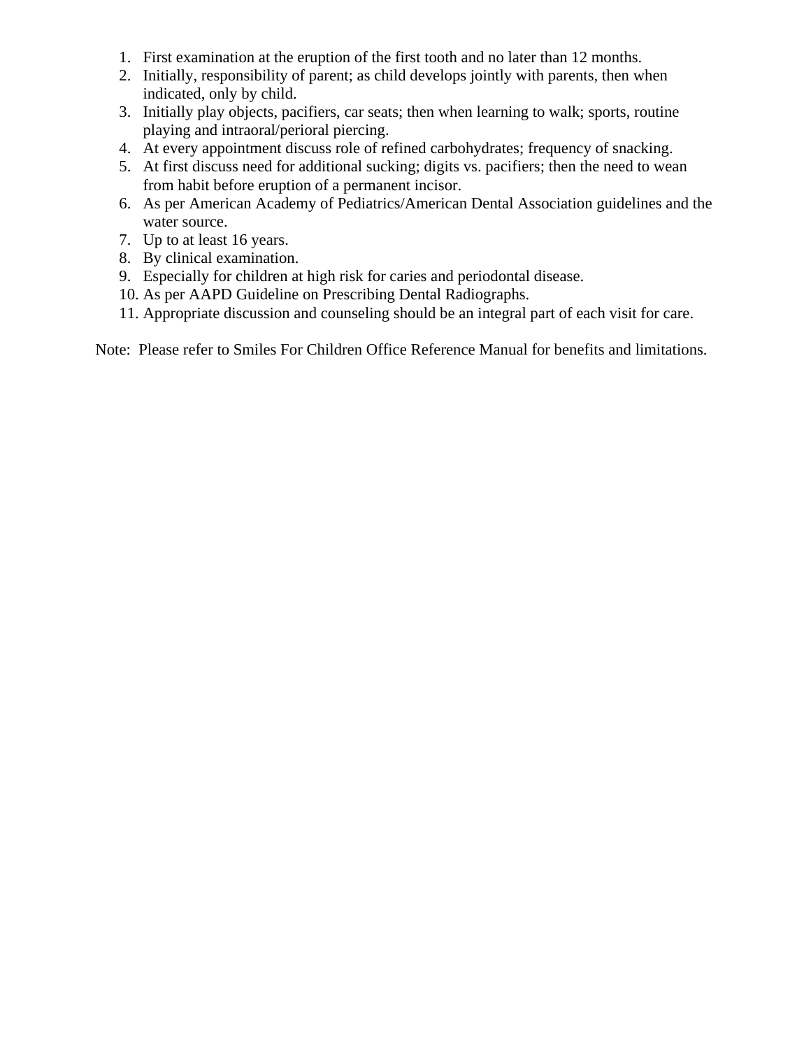1. First examination at the eruption of the first tooth and no later than 12 months.
2. Initially, responsibility of parent; as child develops jointly with parents, then when indicated, only by child.
3. Initially play objects, pacifiers, car seats; then when learning to walk; sports, routine playing and intraoral/perioral piercing.
4. At every appointment discuss role of refined carbohydrates; frequency of snacking.
5. At first discuss need for additional sucking; digits vs. pacifiers; then the need to wean from habit before eruption of a permanent incisor.
6. As per American Academy of Pediatrics/American Dental Association guidelines and the water source.
7. Up to at least 16 years.
8. By clinical examination.
9. Especially for children at high risk for caries and periodontal disease.
10. As per AAPD Guideline on Prescribing Dental Radiographs.
11. Appropriate discussion and counseling should be an integral part of each visit for care.

Note: Please refer to Smiles For Children Office Reference Manual for benefits and limitations.